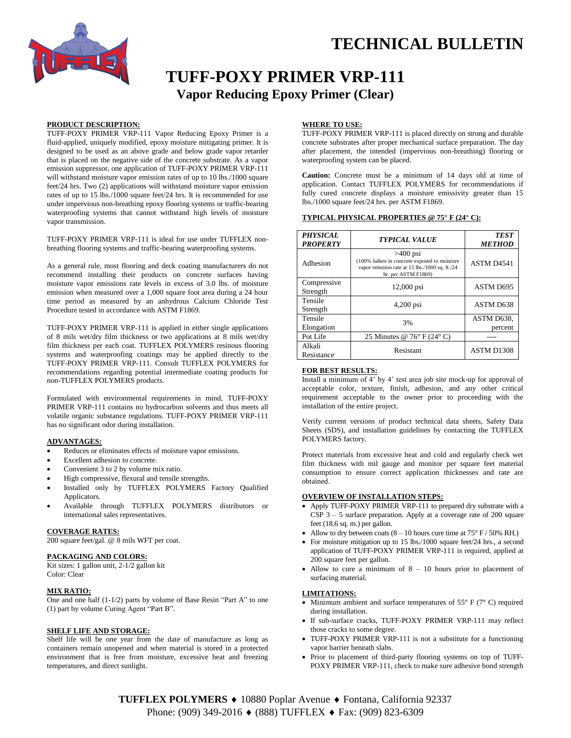# TECHNICAL BULLETIN

# TUFF-POXY PRIMER VRP-111

## Vapor Reducing Epoxy Primer (Clear)

**PRODUCT DESCRIPTION:**

TUFF-POXY PRIMER VRP-111 Vapor Reducing Epoxy Primer is a fluid-applied, uniquely modified, epoxy moisture mitigating primer. It is designed to be used as an above grade and below grade vapor retarder that is placed on the negative side of the concrete substrate. As a vapor emission suppressor, one application of TUFF-POXY PRIMER VRP-111 will withstand moisture vapor emission rates of up to 10 lbs./1000 square feet/24 hrs. Two (2) applications will withstand moisture vapor emission rates of up to 15 lbs./1000 square feet/24 hrs. It is recommended for use under impervious non-breathing epoxy flooring systems or traffic-bearing waterproofing systems that cannot withstand high levels of moisture vapor transmission.

TUFF-POXY PRIMER VRP-111 is ideal for use under TUFFLEX non-breathing flooring systems and traffic-bearing waterproofing systems.

As a general rule, most flooring and deck coating manufacturers do not recommend installing their products on concrete surfaces having moisture vapor emissions rate levels in excess of 3.0 lbs. of moisture emission when measured over a 1,000 square foot area during a 24 hour time period as measured by an anhydrous Calcium Chloride Test Procedure tested in accordance with ASTM F1869.

TUFF-POXY PRIMER VRP-111 is applied in either single applications of 8 mils wet/dry film thickness or two applications at 8 mils wet/dry film thickness per each coat. TUFFLEX POLYMERS resinous flooring systems and waterproofing coatings may be applied directly to the TUFF-POXY PRIMER VRP-111. Consult TUFFLEX POLYMERS for recommendations regarding potential intermediate coating products for non-TUFFLEX POLYMERS products.

Formulated with environmental requirements in mind, TUFF-POXY PRIMER VRP-111 contains no hydrocarbon solvents and thus meets all volatile organic substance regulations. TUFF-POXY PRIMER VRP-111 has no significant odor during installation.

**ADVANTAGES:**

- Reduces or eliminates effects of moisture vapor emissions.
- Excellent adhesion to concrete.
- Convenient 3 to 2 by volume mix ratio.
- High compressive, flexural and tensile strengths.
- Installed only by TUFFLEX POLYMERS Factory Qualified Applicators.
- Available through TUFFLEX POLYMERS distributors or international sales representatives.

**COVERAGE RATES:**

200 square feet/gal. @ 8 mils WFT per coat.

**PACKAGING AND COLORS:**

Kit sizes: 1 gallon unit, 2-1/2 gallon kit
Color: Clear

**MIX RATIO:**

One and one half (1-1/2) parts by volume of Base Resin "Part A" to one (1) part by volume Curing Agent "Part B".

**SHELF LIFE AND STORAGE:**

Shelf life will be one year from the date of manufacture as long as containers remain unopened and when material is stored in a protected environment that is free from moisture, excessive heat and freezing temperatures, and direct sunlight.

**WHERE TO USE:**

TUFF-POXY PRIMER VRP-111 is placed directly on strong and durable concrete substrates after proper mechanical surface preparation. The day after placement, the intended (impervious non-breathing) flooring or waterproofing system can be placed.

**Caution:** Concrete must be a minimum of 14 days old at time of application. Contact TUFFLEX POLYMERS for recommendations if fully cured concrete displays a moisture emissivity greater than 15 lbs./1000 square feet/24 hrs. per ASTM F1869.

**TYPICAL PHYSICAL PROPERTIES @ 75° F (24° C):**

| *PHYSICAL PROPERTY* | *TYPICAL VALUE* | *TEST METHOD* |
|---|---|---|
| Adhesion | >400 psi (100% failure in concrete exposed to moisture vapor emission rate at 15 lbs./1000 sq. ft./24 hr. per ASTM F1869) | ASTM D4541 |
| Compressive Strength | 12,000 psi | ASTM D695 |
| Tensile Strength | 4,200 psi | ASTM D638 |
| Tensile Elongation | 3% | ASTM D638, percent |
| Pot Life | 25 Minutes @ 76° F (24° C) | ---- |
| Alkali Resistance | Resistant | ASTM D1308 |

**FOR BEST RESULTS:**

Install a minimum of 4' by 4' test area job site mock-up for approval of acceptable color, texture, finish, adhesion, and any other critical requirement acceptable to the owner prior to proceeding with the installation of the entire project.

Verify current versions of product technical data sheets, Safety Data Sheets (SDS), and installation guidelines by contacting the TUFFLEX POLYMERS factory.

Protect materials from excessive heat and cold and regularly check wet film thickness with mil gauge and monitor per square feet material consumption to ensure correct application thicknesses and rate are obtained.

**OVERVIEW OF INSTALLATION STEPS:**

- Apply TUFF-POXY PRIMER VRP-111 to prepared dry substrate with a CSP 3 – 5 surface preparation. Apply at a coverage rate of 200 square feet (18.6 sq. m.) per gallon.
- Allow to dry between coats (8 – 10 hours cure time at 75° F / 50% RH.)
- For moisture mitigation up to 15 lbs./1000 square feet/24 hrs., a second application of TUFF-POXY PRIMER VRP-111 is required, applied at 200 square feet per gallon.
- Allow to cure a minimum of 8 – 10 hours prior to placement of surfacing material.

**LIMITATIONS:**

- Minimum ambient and surface temperatures of 55° F (7° C) required during installation.
- If sub-surface cracks, TUFF-POXY PRIMER VRP-111 may reflect those cracks to some degree.
- TUFF-POXY PRIMER VRP-111 is not a substitute for a functioning vapor barrier beneath slabs.
- Prior to placement of third-party flooring systems on top of TUFF-POXY PRIMER VRP-111, check to make sure adhesive bond strength

**TUFFLEX POLYMERS** ♦ 10880 Poplar Avenue ♦ Fontana, California 92337
Phone: (909) 349-2016 ♦ (888) TUFFLEX ♦ Fax: (909) 823-6309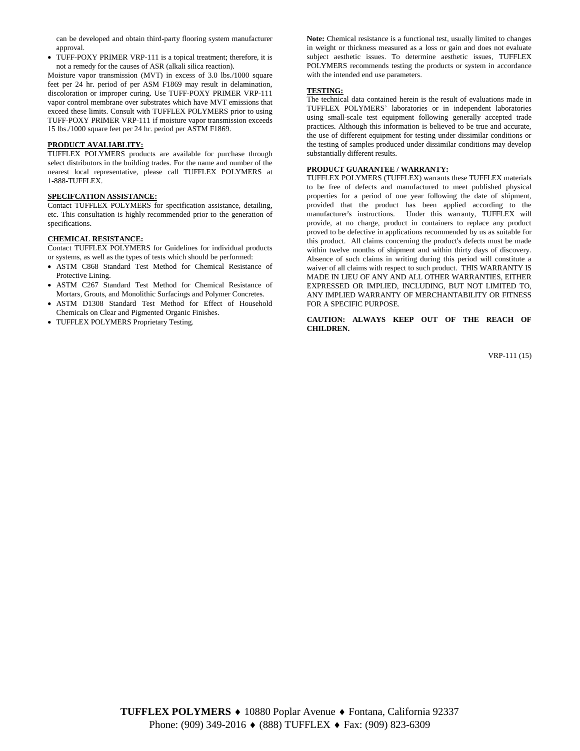can be developed and obtain third-party flooring system manufacturer approval.

- TUFF-POXY PRIMER VRP-111 is a topical treatment; therefore, it is not a remedy for the causes of ASR (alkali silica reaction).

Moisture vapor transmission (MVT) in excess of 3.0 lbs./1000 square feet per 24 hr. period of per ASM F1869 may result in delamination, discoloration or improper curing. Use TUFF-POXY PRIMER VRP-111 vapor control membrane over substrates which have MVT emissions that exceed these limits. Consult with TUFFLEX POLYMERS prior to using TUFF-POXY PRIMER VRP-111 if moisture vapor transmission exceeds 15 lbs./1000 square feet per 24 hr. period per ASTM F1869.

**PRODUCT AVALIABLITY:**

TUFFLEX POLYMERS products are available for purchase through select distributors in the building trades. For the name and number of the nearest local representative, please call TUFFLEX POLYMERS at 1-888-TUFFLEX.

**SPECIFCATION ASSISTANCE:**

Contact TUFFLEX POLYMERS for specification assistance, detailing, etc. This consultation is highly recommended prior to the generation of specifications.

**CHEMICAL RESISTANCE:**

Contact TUFFLEX POLYMERS for Guidelines for individual products or systems, as well as the types of tests which should be performed:

- ASTM C868 Standard Test Method for Chemical Resistance of Protective Lining.
- ASTM C267 Standard Test Method for Chemical Resistance of Mortars, Grouts, and Monolithic Surfacings and Polymer Concretes.
- ASTM D1308 Standard Test Method for Effect of Household Chemicals on Clear and Pigmented Organic Finishes.
- TUFFLEX POLYMERS Proprietary Testing.

**Note:** Chemical resistance is a functional test, usually limited to changes in weight or thickness measured as a loss or gain and does not evaluate subject aesthetic issues. To determine aesthetic issues, TUFFLEX POLYMERS recommends testing the products or system in accordance with the intended end use parameters.

**TESTING:**

The technical data contained herein is the result of evaluations made in TUFFLEX POLYMERS' laboratories or in independent laboratories using small-scale test equipment following generally accepted trade practices. Although this information is believed to be true and accurate, the use of different equipment for testing under dissimilar conditions or the testing of samples produced under dissimilar conditions may develop substantially different results.

**PRODUCT GUARANTEE / WARRANTY:**

TUFFLEX POLYMERS (TUFFLEX) warrants these TUFFLEX materials to be free of defects and manufactured to meet published physical properties for a period of one year following the date of shipment, provided that the product has been applied according to the manufacturer's instructions. Under this warranty, TUFFLEX will provide, at no charge, product in containers to replace any product proved to be defective in applications recommended by us as suitable for this product. All claims concerning the product's defects must be made within twelve months of shipment and within thirty days of discovery. Absence of such claims in writing during this period will constitute a waiver of all claims with respect to such product. THIS WARRANTY IS MADE IN LIEU OF ANY AND ALL OTHER WARRANTIES, EITHER EXPRESSED OR IMPLIED, INCLUDING, BUT NOT LIMITED TO, ANY IMPLIED WARRANTY OF MERCHANTABILITY OR FITNESS FOR A SPECIFIC PURPOSE.

**CAUTION: ALWAYS KEEP OUT OF THE REACH OF CHILDREN.**

VRP-111 (15)

**TUFFLEX POLYMERS** ♦ 10880 Poplar Avenue ♦ Fontana, California 92337
Phone: (909) 349-2016 ♦ (888) TUFFLEX ♦ Fax: (909) 823-6309